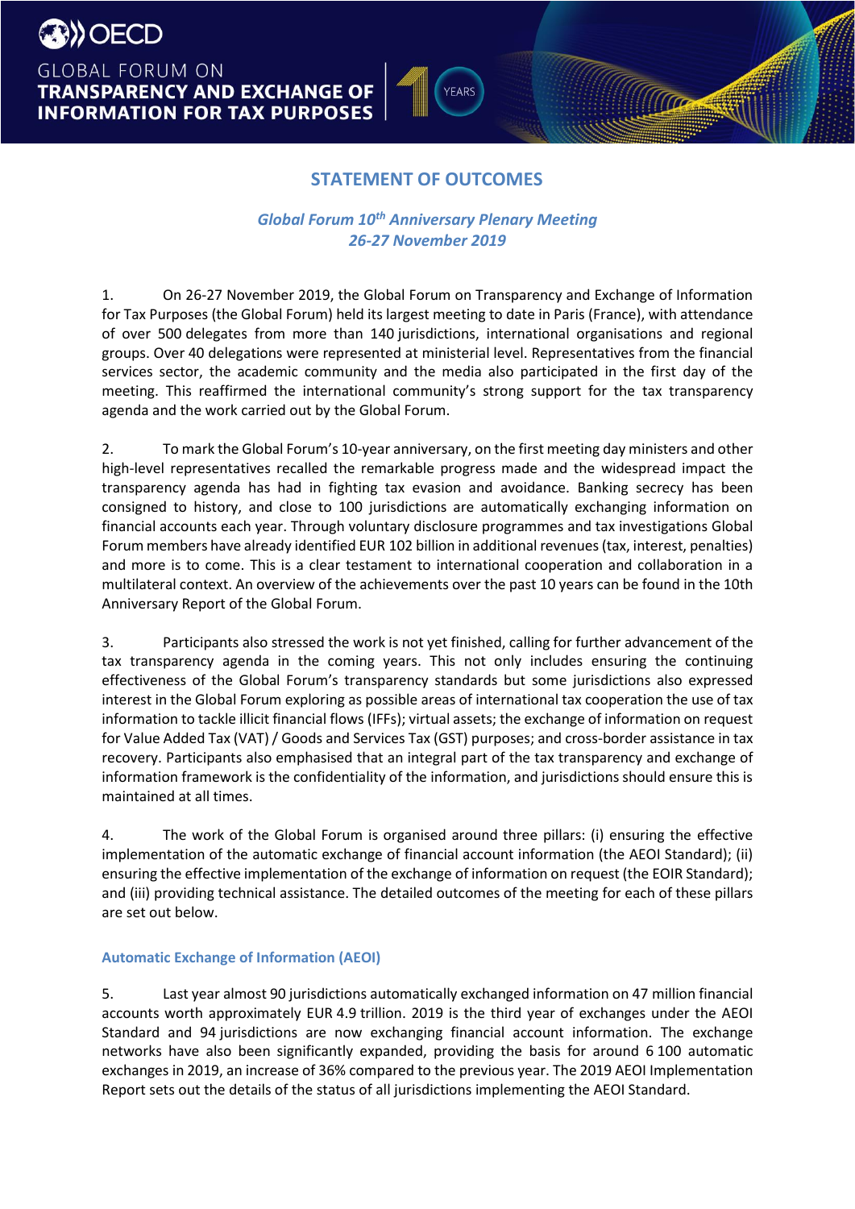OECD

GLOBAL FORUM ON
**TRANSPARENCY AND EXCHANGE OF INFORMATION FOR TAX PURPOSES**

10 YEARS

# STATEMENT OF OUTCOMES

## *Global Forum 10th Anniversary Plenary Meeting*
## *26-27 November 2019*

1. On 26-27 November 2019, the Global Forum on Transparency and Exchange of Information for Tax Purposes (the Global Forum) held its largest meeting to date in Paris (France), with attendance of over 500 delegates from more than 140 jurisdictions, international organisations and regional groups. Over 40 delegations were represented at ministerial level. Representatives from the financial services sector, the academic community and the media also participated in the first day of the meeting. This reaffirmed the international community's strong support for the tax transparency agenda and the work carried out by the Global Forum.

2. To mark the Global Forum's 10-year anniversary, on the first meeting day ministers and other high-level representatives recalled the remarkable progress made and the widespread impact the transparency agenda has had in fighting tax evasion and avoidance. Banking secrecy has been consigned to history, and close to 100 jurisdictions are automatically exchanging information on financial accounts each year. Through voluntary disclosure programmes and tax investigations Global Forum members have already identified EUR 102 billion in additional revenues (tax, interest, penalties) and more is to come. This is a clear testament to international cooperation and collaboration in a multilateral context. An overview of the achievements over the past 10 years can be found in the 10th Anniversary Report of the Global Forum.

3. Participants also stressed the work is not yet finished, calling for further advancement of the tax transparency agenda in the coming years. This not only includes ensuring the continuing effectiveness of the Global Forum's transparency standards but some jurisdictions also expressed interest in the Global Forum exploring as possible areas of international tax cooperation the use of tax information to tackle illicit financial flows (IFFs); virtual assets; the exchange of information on request for Value Added Tax (VAT) / Goods and Services Tax (GST) purposes; and cross-border assistance in tax recovery. Participants also emphasised that an integral part of the tax transparency and exchange of information framework is the confidentiality of the information, and jurisdictions should ensure this is maintained at all times.

4. The work of the Global Forum is organised around three pillars: (i) ensuring the effective implementation of the automatic exchange of financial account information (the AEOI Standard); (ii) ensuring the effective implementation of the exchange of information on request (the EOIR Standard); and (iii) providing technical assistance. The detailed outcomes of the meeting for each of these pillars are set out below.

### Automatic Exchange of Information (AEOI)

5. Last year almost 90 jurisdictions automatically exchanged information on 47 million financial accounts worth approximately EUR 4.9 trillion. 2019 is the third year of exchanges under the AEOI Standard and 94 jurisdictions are now exchanging financial account information. The exchange networks have also been significantly expanded, providing the basis for around 6 100 automatic exchanges in 2019, an increase of 36% compared to the previous year. The 2019 AEOI Implementation Report sets out the details of the status of all jurisdictions implementing the AEOI Standard.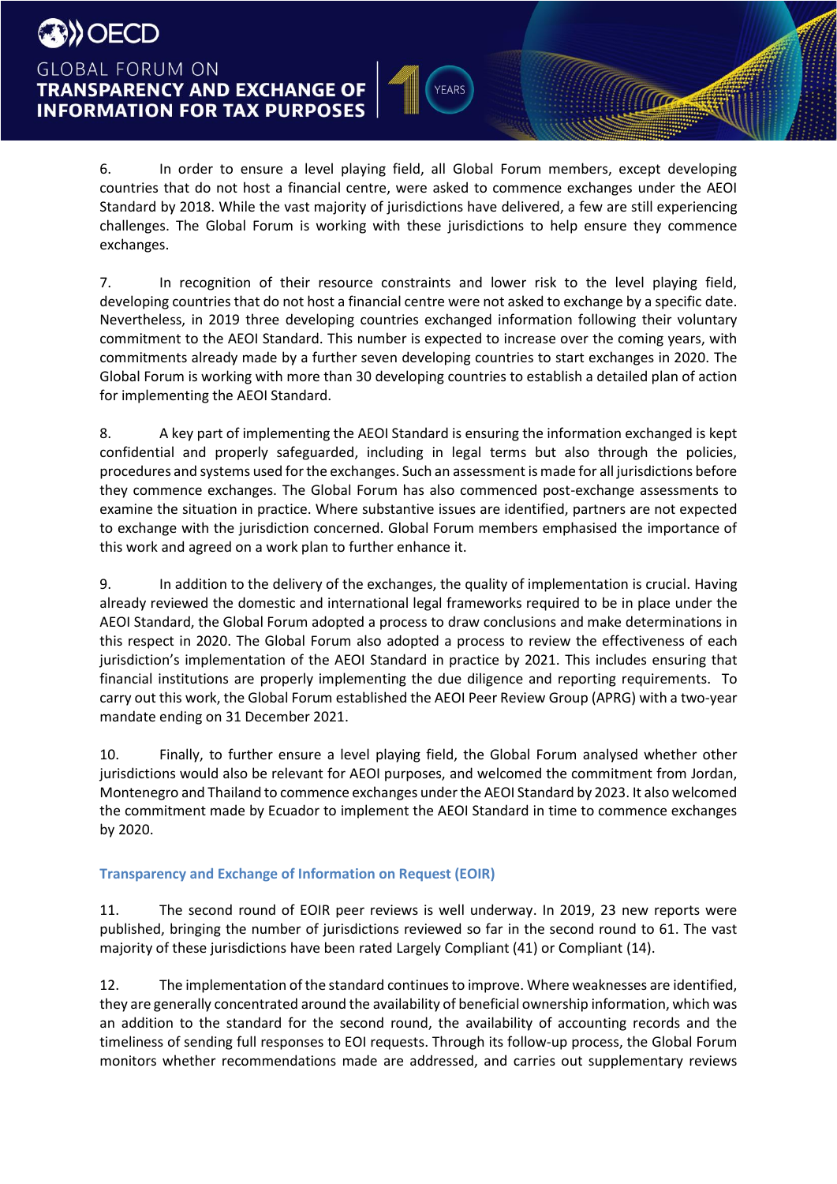6. In order to ensure a level playing field, all Global Forum members, except developing countries that do not host a financial centre, were asked to commence exchanges under the AEOI Standard by 2018. While the vast majority of jurisdictions have delivered, a few are still experiencing challenges. The Global Forum is working with these jurisdictions to help ensure they commence exchanges.

7. In recognition of their resource constraints and lower risk to the level playing field, developing countries that do not host a financial centre were not asked to exchange by a specific date. Nevertheless, in 2019 three developing countries exchanged information following their voluntary commitment to the AEOI Standard. This number is expected to increase over the coming years, with commitments already made by a further seven developing countries to start exchanges in 2020. The Global Forum is working with more than 30 developing countries to establish a detailed plan of action for implementing the AEOI Standard.

8. A key part of implementing the AEOI Standard is ensuring the information exchanged is kept confidential and properly safeguarded, including in legal terms but also through the policies, procedures and systems used for the exchanges. Such an assessment is made for all jurisdictions before they commence exchanges. The Global Forum has also commenced post-exchange assessments to examine the situation in practice. Where substantive issues are identified, partners are not expected to exchange with the jurisdiction concerned. Global Forum members emphasised the importance of this work and agreed on a work plan to further enhance it.

9. In addition to the delivery of the exchanges, the quality of implementation is crucial. Having already reviewed the domestic and international legal frameworks required to be in place under the AEOI Standard, the Global Forum adopted a process to draw conclusions and make determinations in this respect in 2020. The Global Forum also adopted a process to review the effectiveness of each jurisdiction's implementation of the AEOI Standard in practice by 2021. This includes ensuring that financial institutions are properly implementing the due diligence and reporting requirements. To carry out this work, the Global Forum established the AEOI Peer Review Group (APRG) with a two-year mandate ending on 31 December 2021.

10. Finally, to further ensure a level playing field, the Global Forum analysed whether other jurisdictions would also be relevant for AEOI purposes, and welcomed the commitment from Jordan, Montenegro and Thailand to commence exchanges under the AEOI Standard by 2023. It also welcomed the commitment made by Ecuador to implement the AEOI Standard in time to commence exchanges by 2020.

### Transparency and Exchange of Information on Request (EOIR)

11. The second round of EOIR peer reviews is well underway. In 2019, 23 new reports were published, bringing the number of jurisdictions reviewed so far in the second round to 61. The vast majority of these jurisdictions have been rated Largely Compliant (41) or Compliant (14).

12. The implementation of the standard continues to improve. Where weaknesses are identified, they are generally concentrated around the availability of beneficial ownership information, which was an addition to the standard for the second round, the availability of accounting records and the timeliness of sending full responses to EOI requests. Through its follow-up process, the Global Forum monitors whether recommendations made are addressed, and carries out supplementary reviews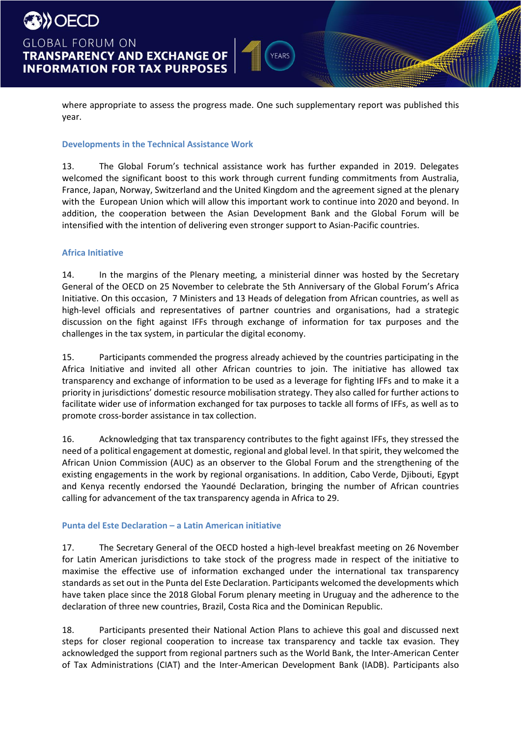where appropriate to assess the progress made. One such supplementary report was published this year.

### Developments in the Technical Assistance Work

13. The Global Forum's technical assistance work has further expanded in 2019. Delegates welcomed the significant boost to this work through current funding commitments from Australia, France, Japan, Norway, Switzerland and the United Kingdom and the agreement signed at the plenary with the European Union which will allow this important work to continue into 2020 and beyond. In addition, the cooperation between the Asian Development Bank and the Global Forum will be intensified with the intention of delivering even stronger support to Asian-Pacific countries.

### Africa Initiative

14. In the margins of the Plenary meeting, a ministerial dinner was hosted by the Secretary General of the OECD on 25 November to celebrate the 5th Anniversary of the Global Forum's Africa Initiative. On this occasion, 7 Ministers and 13 Heads of delegation from African countries, as well as high-level officials and representatives of partner countries and organisations, had a strategic discussion on the fight against IFFs through exchange of information for tax purposes and the challenges in the tax system, in particular the digital economy.

15. Participants commended the progress already achieved by the countries participating in the Africa Initiative and invited all other African countries to join. The initiative has allowed tax transparency and exchange of information to be used as a leverage for fighting IFFs and to make it a priority in jurisdictions' domestic resource mobilisation strategy. They also called for further actions to facilitate wider use of information exchanged for tax purposes to tackle all forms of IFFs, as well as to promote cross-border assistance in tax collection.

16. Acknowledging that tax transparency contributes to the fight against IFFs, they stressed the need of a political engagement at domestic, regional and global level. In that spirit, they welcomed the African Union Commission (AUC) as an observer to the Global Forum and the strengthening of the existing engagements in the work by regional organisations. In addition, Cabo Verde, Djibouti, Egypt and Kenya recently endorsed the Yaoundé Declaration, bringing the number of African countries calling for advancement of the tax transparency agenda in Africa to 29.

### Punta del Este Declaration – a Latin American initiative

17. The Secretary General of the OECD hosted a high-level breakfast meeting on 26 November for Latin American jurisdictions to take stock of the progress made in respect of the initiative to maximise the effective use of information exchanged under the international tax transparency standards as set out in the Punta del Este Declaration. Participants welcomed the developments which have taken place since the 2018 Global Forum plenary meeting in Uruguay and the adherence to the declaration of three new countries, Brazil, Costa Rica and the Dominican Republic.

18. Participants presented their National Action Plans to achieve this goal and discussed next steps for closer regional cooperation to increase tax transparency and tackle tax evasion. They acknowledged the support from regional partners such as the World Bank, the Inter-American Center of Tax Administrations (CIAT) and the Inter-American Development Bank (IADB). Participants also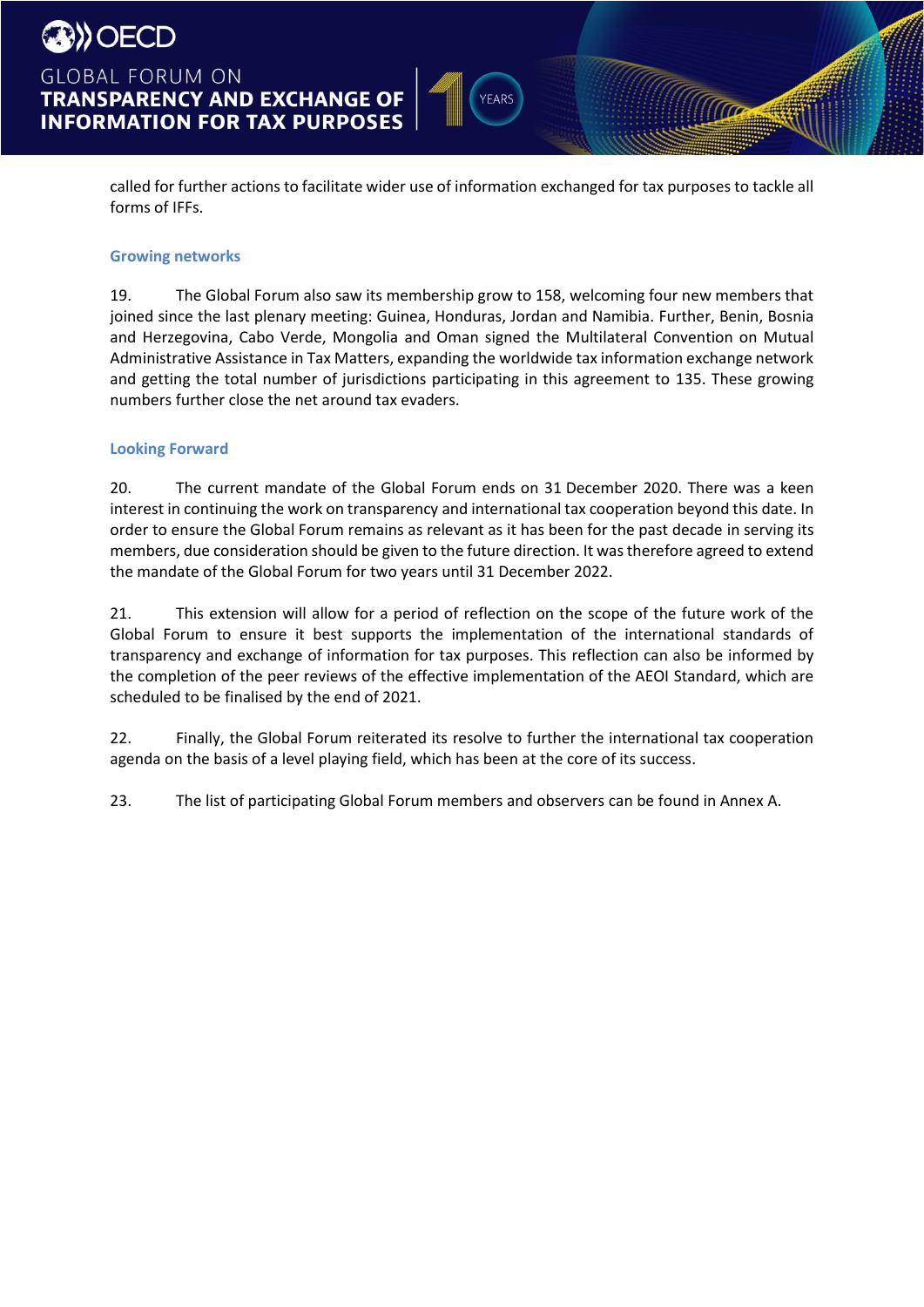called for further actions to facilitate wider use of information exchanged for tax purposes to tackle all forms of IFFs.

### Growing networks

19. The Global Forum also saw its membership grow to 158, welcoming four new members that joined since the last plenary meeting: Guinea, Honduras, Jordan and Namibia. Further, Benin, Bosnia and Herzegovina, Cabo Verde, Mongolia and Oman signed the Multilateral Convention on Mutual Administrative Assistance in Tax Matters, expanding the worldwide tax information exchange network and getting the total number of jurisdictions participating in this agreement to 135. These growing numbers further close the net around tax evaders.

### Looking Forward

20. The current mandate of the Global Forum ends on 31 December 2020. There was a keen interest in continuing the work on transparency and international tax cooperation beyond this date. In order to ensure the Global Forum remains as relevant as it has been for the past decade in serving its members, due consideration should be given to the future direction. It was therefore agreed to extend the mandate of the Global Forum for two years until 31 December 2022.

21. This extension will allow for a period of reflection on the scope of the future work of the Global Forum to ensure it best supports the implementation of the international standards of transparency and exchange of information for tax purposes. This reflection can also be informed by the completion of the peer reviews of the effective implementation of the AEOI Standard, which are scheduled to be finalised by the end of 2021.

22. Finally, the Global Forum reiterated its resolve to further the international tax cooperation agenda on the basis of a level playing field, which has been at the core of its success.

23. The list of participating Global Forum members and observers can be found in Annex A.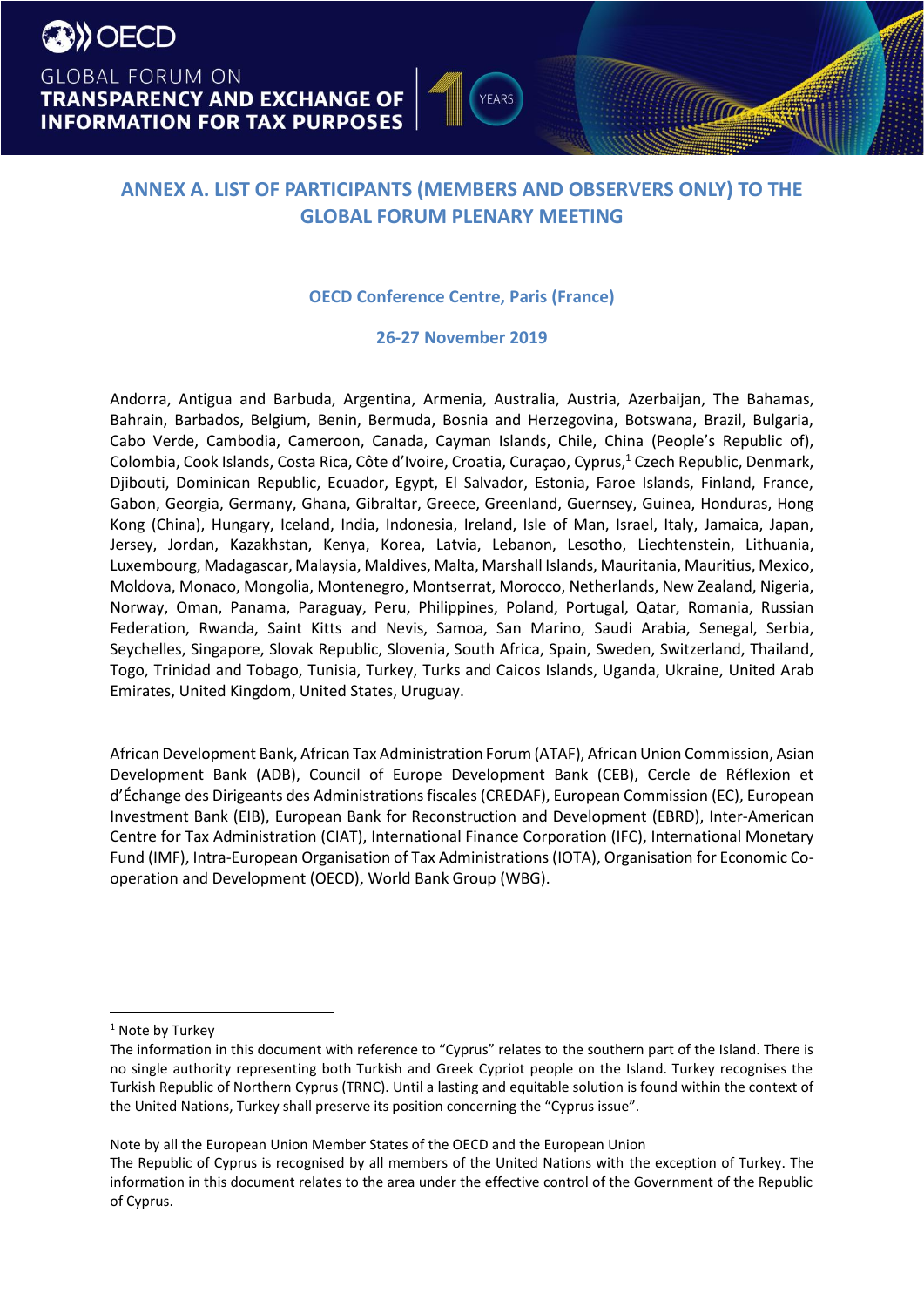# ANNEX A. LIST OF PARTICIPANTS (MEMBERS AND OBSERVERS ONLY) TO THE GLOBAL FORUM PLENARY MEETING

**OECD Conference Centre, Paris (France)**

**26-27 November 2019**

Andorra, Antigua and Barbuda, Argentina, Armenia, Australia, Austria, Azerbaijan, The Bahamas, Bahrain, Barbados, Benin, Bermuda, Bosnia and Herzegovina, Botswana, Brazil, Bulgaria, Cabo Verde, Cambodia, Cameroon, Canada, Cayman Islands, Chile, China (People's Republic of), Colombia, Cook Islands, Costa Rica, Côte d'Ivoire, Croatia, Curaçao, Cyprus,[1] Czech Republic, Denmark, Djibouti, Dominican Republic, Ecuador, Egypt, El Salvador, Estonia, Faroe Islands, Finland, France, Gabon, Georgia, Germany, Ghana, Gibraltar, Greece, Greenland, Guernsey, Guinea, Honduras, Hong Kong (China), Hungary, Iceland, India, Indonesia, Ireland, Isle of Man, Israel, Italy, Jamaica, Japan, Jersey, Jordan, Kazakhstan, Kenya, Korea, Latvia, Lebanon, Lesotho, Liechtenstein, Lithuania, Luxembourg, Madagascar, Malaysia, Maldives, Malta, Marshall Islands, Mauritania, Mauritius, Mexico, Moldova, Monaco, Mongolia, Montenegro, Montserrat, Morocco, Netherlands, New Zealand, Nigeria, Norway, Oman, Panama, Paraguay, Peru, Philippines, Poland, Portugal, Qatar, Romania, Russian Federation, Rwanda, Saint Kitts and Nevis, Samoa, San Marino, Saudi Arabia, Senegal, Serbia, Seychelles, Singapore, Slovak Republic, Slovenia, South Africa, Spain, Sweden, Switzerland, Thailand, Togo, Trinidad and Tobago, Tunisia, Turkey, Turks and Caicos Islands, Uganda, Ukraine, United Arab Emirates, United Kingdom, United States, Uruguay.

African Development Bank, African Tax Administration Forum (ATAF), African Union Commission, Asian Development Bank (ADB), Council of Europe Development Bank (CEB), Cercle de Réflexion et d'Échange des Dirigeants des Administrations fiscales (CREDAF), European Commission (EC), European Investment Bank (EIB), European Bank for Reconstruction and Development (EBRD), Inter-American Centre for Tax Administration (CIAT), International Finance Corporation (IFC), International Monetary Fund (IMF), Intra-European Organisation of Tax Administrations (IOTA), Organisation for Economic Co-operation and Development (OECD), World Bank Group (WBG).

---

[1] Note by Turkey

The information in this document with reference to "Cyprus" relates to the southern part of the Island. There is no single authority representing both Turkish and Greek Cypriot people on the Island. Turkey recognises the Turkish Republic of Northern Cyprus (TRNC). Until a lasting and equitable solution is found within the context of the United Nations, Turkey shall preserve its position concerning the "Cyprus issue".

Note by all the European Union Member States of the OECD and the European Union

The Republic of Cyprus is recognised by all members of the United Nations with the exception of Turkey. The information in this document relates to the area under the effective control of the Government of the Republic of Cyprus.